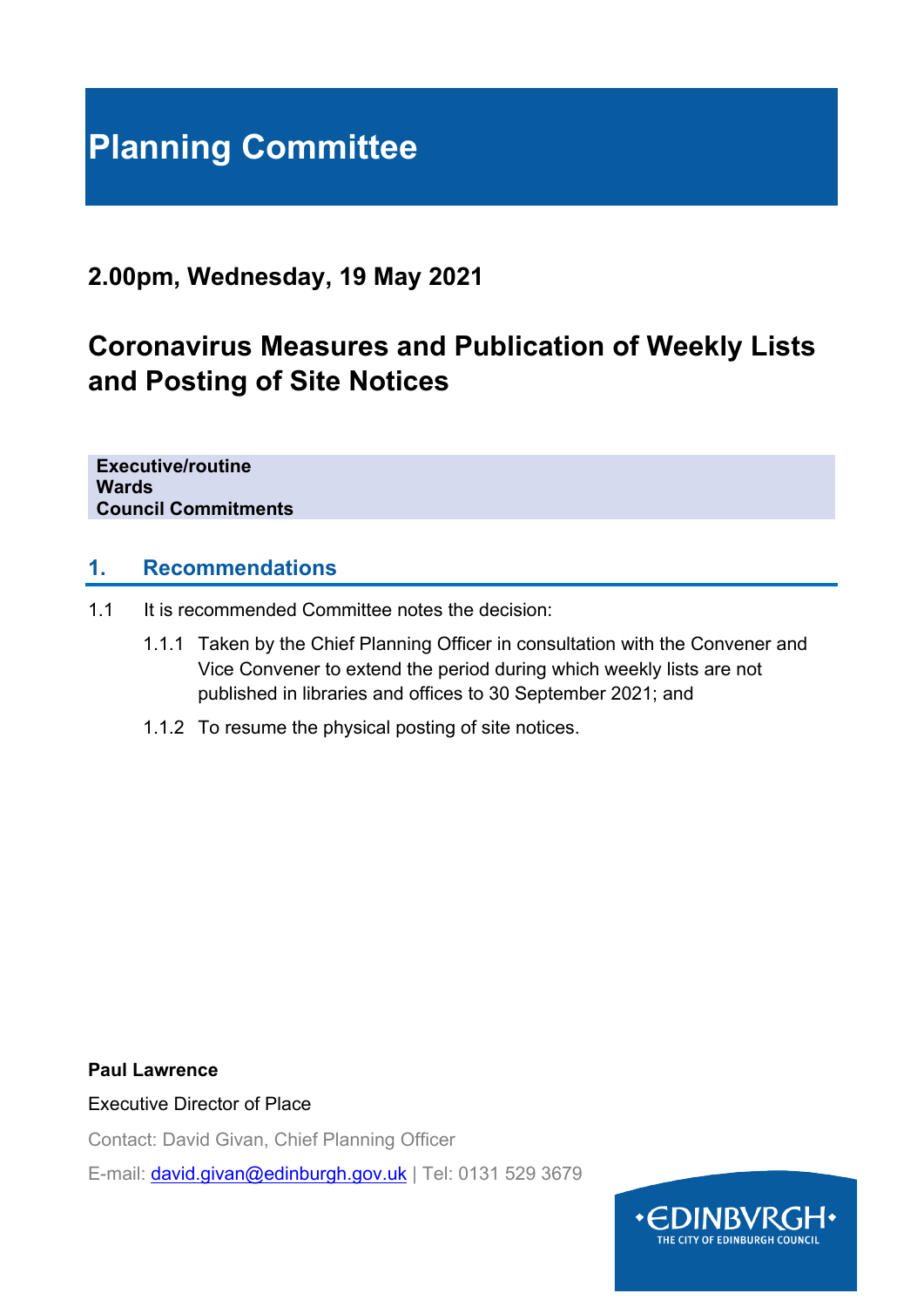# Planning Committee

## 2.00pm, Wednesday, 19 May 2021

## Coronavirus Measures and Publication of Weekly Lists and Posting of Site Notices

**Executive/routine**
**Wards**
**Council Commitments**

### 1. Recommendations

1.1 It is recommended Committee notes the decision:

1.1.1 Taken by the Chief Planning Officer in consultation with the Convener and Vice Convener to extend the period during which weekly lists are not published in libraries and offices to 30 September 2021; and

1.1.2 To resume the physical posting of site notices.

**Paul Lawrence**

Executive Director of Place

Contact: David Givan, Chief Planning Officer

E-mail: david.givan@edinburgh.gov.uk | Tel: 0131 529 3679

·EDINBVRGH·
THE CITY OF EDINBURGH COUNCIL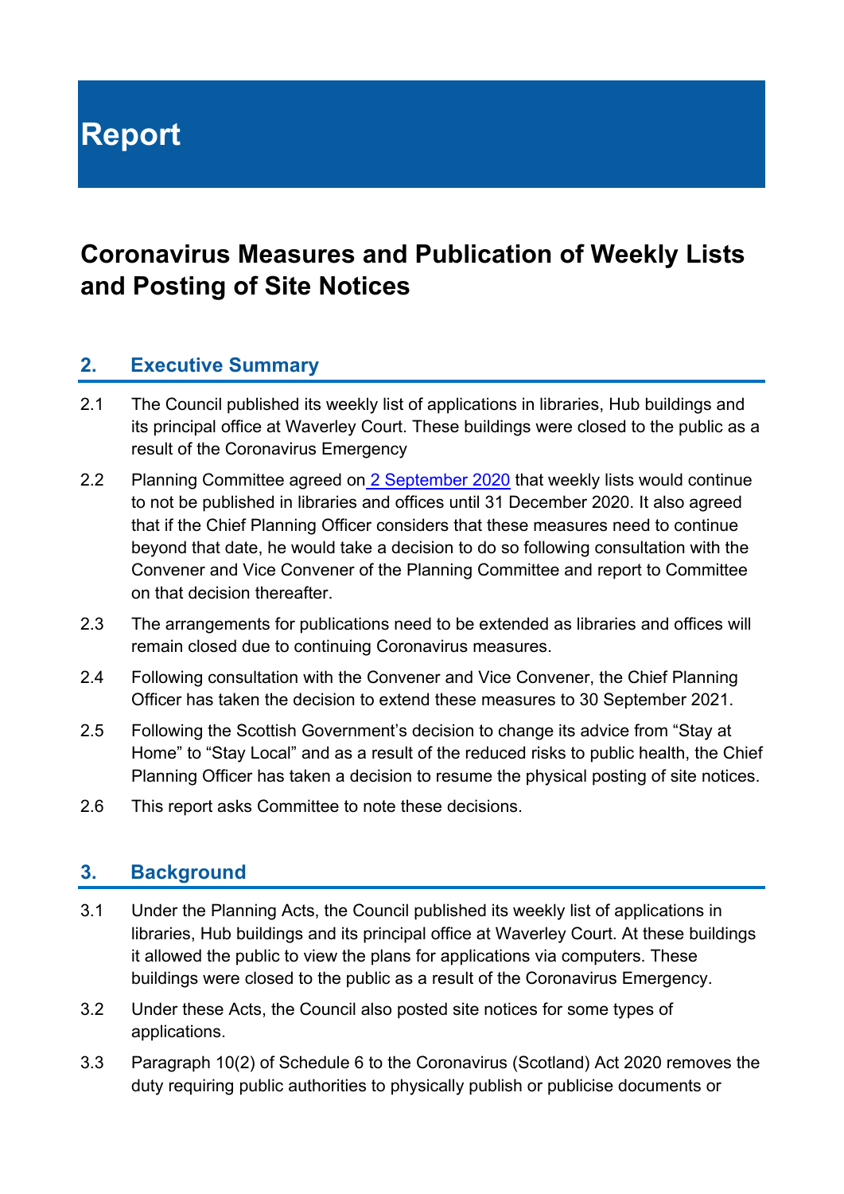# Report

## Coronavirus Measures and Publication of Weekly Lists and Posting of Site Notices

### 2. Executive Summary

2.1 The Council published its weekly list of applications in libraries, Hub buildings and its principal office at Waverley Court. These buildings were closed to the public as a result of the Coronavirus Emergency

2.2 Planning Committee agreed on 2 September 2020 that weekly lists would continue to not be published in libraries and offices until 31 December 2020. It also agreed that if the Chief Planning Officer considers that these measures need to continue beyond that date, he would take a decision to do so following consultation with the Convener and Vice Convener of the Planning Committee and report to Committee on that decision thereafter.

2.3 The arrangements for publications need to be extended as libraries and offices will remain closed due to continuing Coronavirus measures.

2.4 Following consultation with the Convener and Vice Convener, the Chief Planning Officer has taken the decision to extend these measures to 30 September 2021.

2.5 Following the Scottish Government's decision to change its advice from "Stay at Home" to "Stay Local" and as a result of the reduced risks to public health, the Chief Planning Officer has taken a decision to resume the physical posting of site notices.

2.6 This report asks Committee to note these decisions.

### 3. Background

3.1 Under the Planning Acts, the Council published its weekly list of applications in libraries, Hub buildings and its principal office at Waverley Court. At these buildings it allowed the public to view the plans for applications via computers. These buildings were closed to the public as a result of the Coronavirus Emergency.

3.2 Under these Acts, the Council also posted site notices for some types of applications.

3.3 Paragraph 10(2) of Schedule 6 to the Coronavirus (Scotland) Act 2020 removes the duty requiring public authorities to physically publish or publicise documents or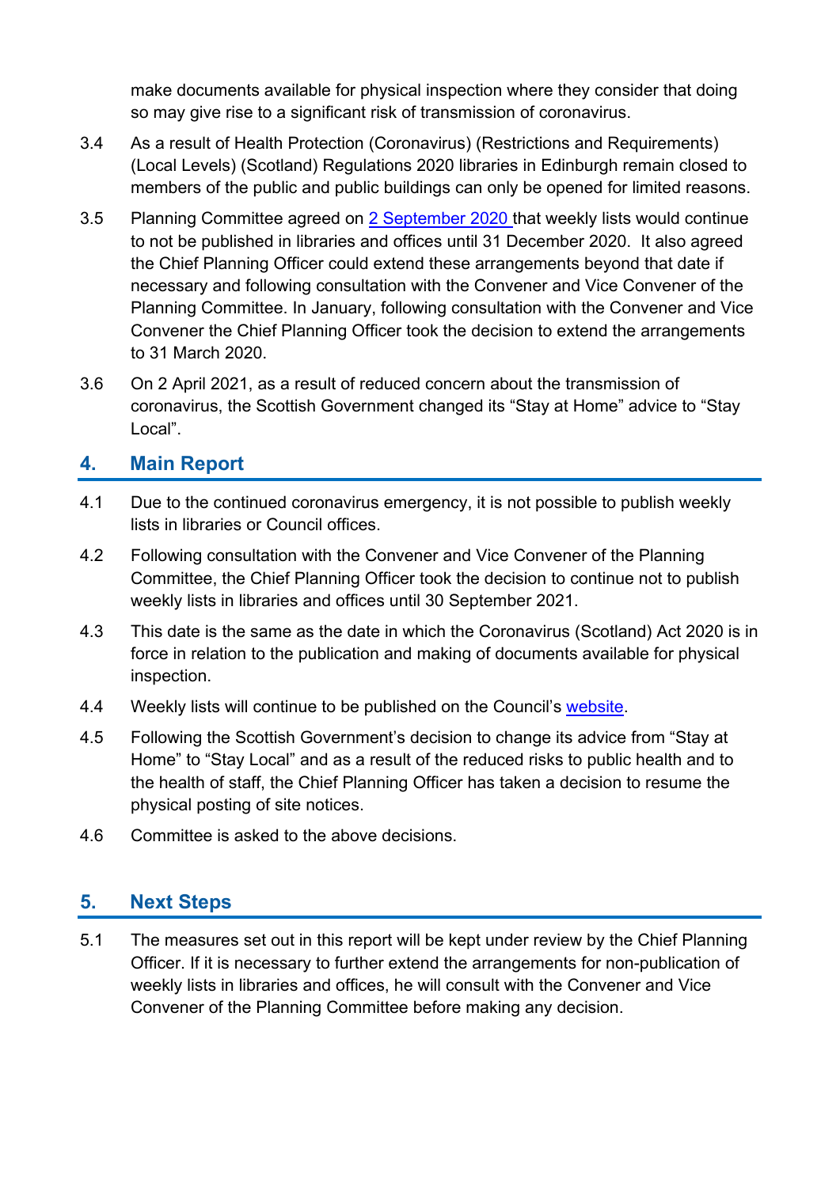make documents available for physical inspection where they consider that doing so may give rise to a significant risk of transmission of coronavirus.

3.4 As a result of Health Protection (Coronavirus) (Restrictions and Requirements) (Local Levels) (Scotland) Regulations 2020 libraries in Edinburgh remain closed to members of the public and public buildings can only be opened for limited reasons.

3.5 Planning Committee agreed on [2 September 2020](#) that weekly lists would continue to not be published in libraries and offices until 31 December 2020. It also agreed the Chief Planning Officer could extend these arrangements beyond that date if necessary and following consultation with the Convener and Vice Convener of the Planning Committee. In January, following consultation with the Convener and Vice Convener the Chief Planning Officer took the decision to extend the arrangements to 31 March 2020.

3.6 On 2 April 2021, as a result of reduced concern about the transmission of coronavirus, the Scottish Government changed its "Stay at Home" advice to "Stay Local".

## 4. Main Report

4.1 Due to the continued coronavirus emergency, it is not possible to publish weekly lists in libraries or Council offices.

4.2 Following consultation with the Convener and Vice Convener of the Planning Committee, the Chief Planning Officer took the decision to continue not to publish weekly lists in libraries and offices until 30 September 2021.

4.3 This date is the same as the date in which the Coronavirus (Scotland) Act 2020 is in force in relation to the publication and making of documents available for physical inspection.

4.4 Weekly lists will continue to be published on the Council's [website](#).

4.5 Following the Scottish Government's decision to change its advice from "Stay at Home" to "Stay Local" and as a result of the reduced risks to public health and to the health of staff, the Chief Planning Officer has taken a decision to resume the physical posting of site notices.

4.6 Committee is asked to the above decisions.

## 5. Next Steps

5.1 The measures set out in this report will be kept under review by the Chief Planning Officer. If it is necessary to further extend the arrangements for non-publication of weekly lists in libraries and offices, he will consult with the Convener and Vice Convener of the Planning Committee before making any decision.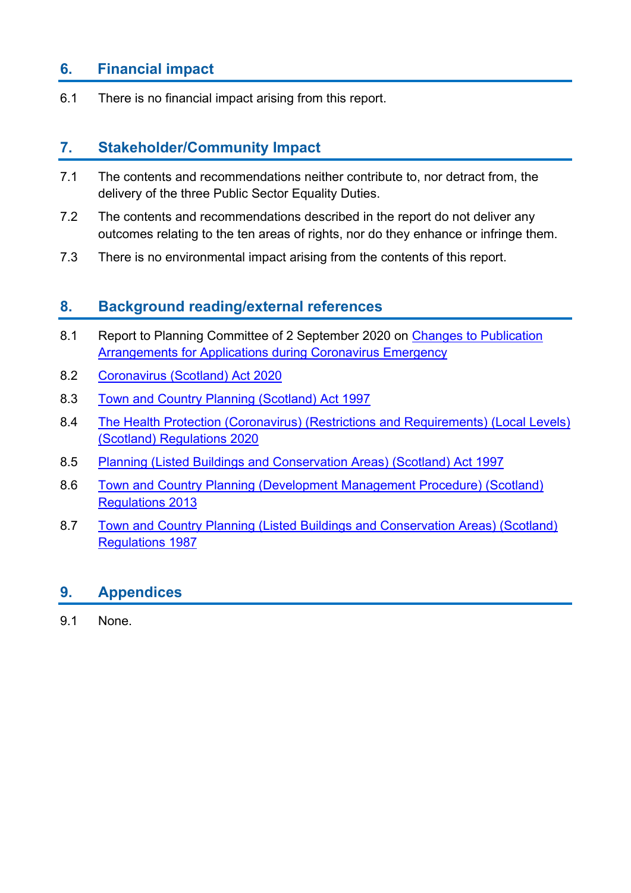## 6. Financial impact

6.1 There is no financial impact arising from this report.

## 7. Stakeholder/Community Impact

7.1 The contents and recommendations neither contribute to, nor detract from, the delivery of the three Public Sector Equality Duties.

7.2 The contents and recommendations described in the report do not deliver any outcomes relating to the ten areas of rights, nor do they enhance or infringe them.

7.3 There is no environmental impact arising from the contents of this report.

## 8. Background reading/external references

8.1 Report to Planning Committee of 2 September 2020 on Changes to Publication Arrangements for Applications during Coronavirus Emergency

8.2 Coronavirus (Scotland) Act 2020

8.3 Town and Country Planning (Scotland) Act 1997

8.4 The Health Protection (Coronavirus) (Restrictions and Requirements) (Local Levels) (Scotland) Regulations 2020

8.5 Planning (Listed Buildings and Conservation Areas) (Scotland) Act 1997

8.6 Town and Country Planning (Development Management Procedure) (Scotland) Regulations 2013

8.7 Town and Country Planning (Listed Buildings and Conservation Areas) (Scotland) Regulations 1987

## 9. Appendices

9.1 None.